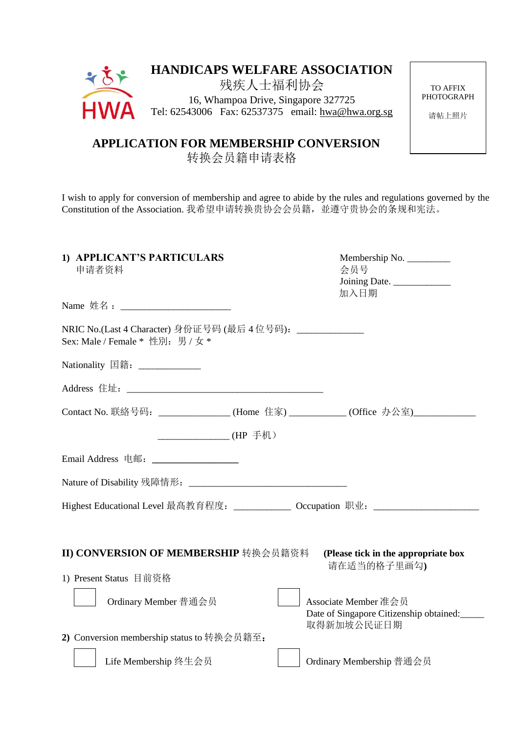HWA

# HANDICAPS WELFARE ASSOCIATION

残疾人士福利协会

16, Whampoa Drive, Singapore 327725

Tel: 62543006 Fax: 62537375 email: hwa@hwa.org.sg

TO AFFIX PHOTOGRAPH

请帖上照片

## APPLICATION FOR MEMBERSHIP CONVERSION

转换会员籍申请表格

I wish to apply for conversion of membership and agree to abide by the rules and regulations governed by the Constitution of the Association. 我希望申请转换贵协会会员籍，並遵守贵协会的条规和宪法。

### 1) APPLICANT'S PARTICULARS
申请者资料

Membership No. _________
会员号

Joining Date. ____________
加入日期

Name 姓名：_______________________

NRIC No.(Last 4 Character) 身份证号码 (最后 4 位号码)：_____________

Sex: Male / Female * 性别：男 / 女 *

Nationality 国籍：_____________

Address 住址：__________________________________________

Contact No. 联络号码：_______________ (Home 住家) ____________ (Office 办公室)_____________

_______________ (HP 手机)

Email Address 电邮：__________________

Nature of Disability 残障情形：_________________________________

Highest Educational Level 最高教育程度：____________ Occupation 职业：______________________

### II) CONVERSION OF MEMBERSHIP 转换会员籍资料

**(Please tick in the appropriate box 请在适当的格子里画勾)**

1) Present Status 目前资格

☐ Ordinary Member 普通会员

☐ Associate Member 准会员
Date of Singapore Citizenship obtained:_____
取得新加坡公民证日期

**2)** Conversion membership status to 转换会员籍至：

☐ Life Membership 终生会员

☐ Ordinary Membership 普通会员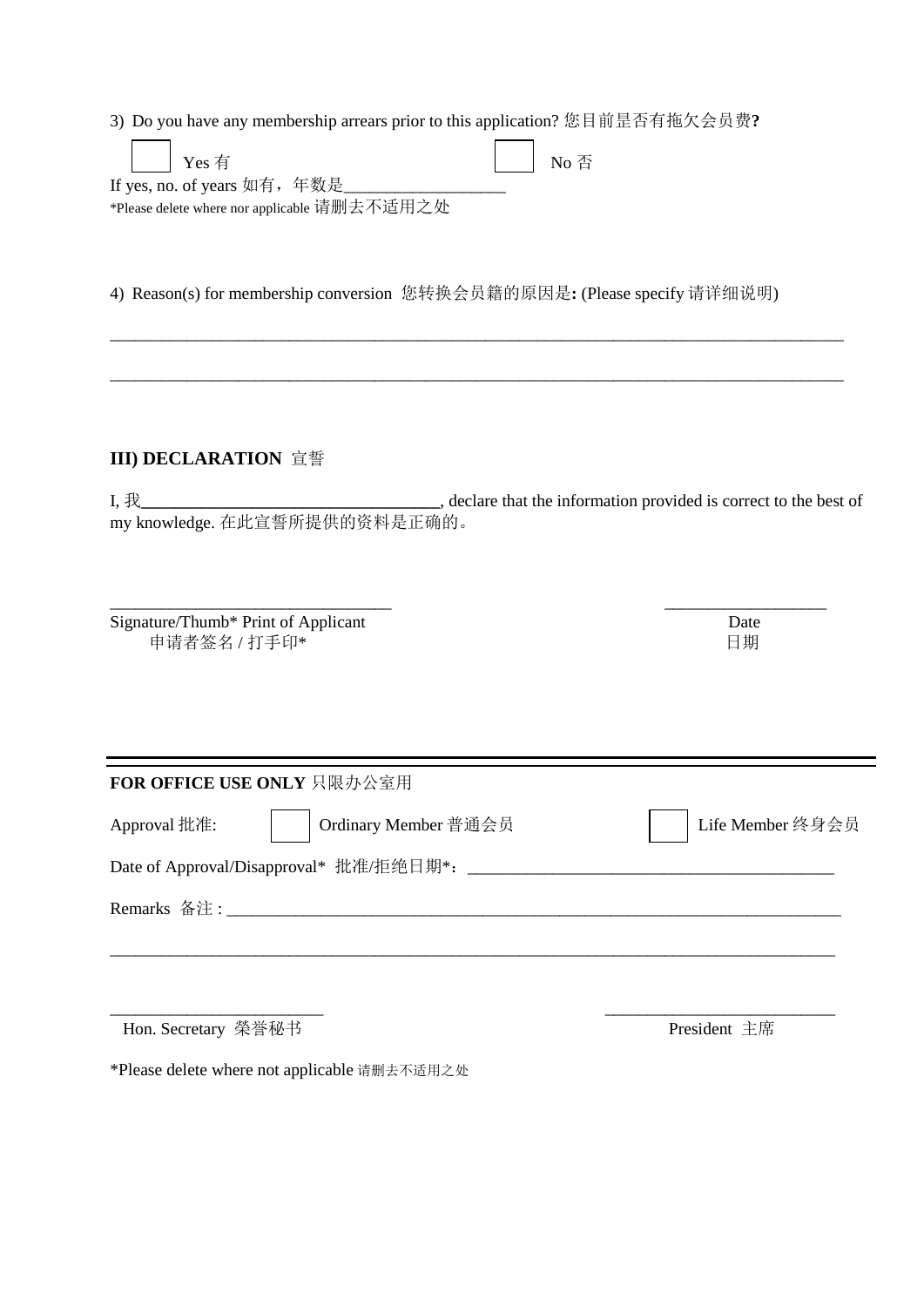3) Do you have any membership arrears prior to this application? 您目前是否有拖欠会员费**?**

☐ Yes 有 ☐ No 否

If yes, no. of years 如有，年数是___________________

*Please delete where nor applicable 请删去不适用之处

4) Reason(s) for membership conversion 您转换会员籍的原因是**:** (Please specify 请详细说明)

_____________________________________________________________________________________

_____________________________________________________________________________________

**III) DECLARATION** 宣誓

I, 我___________________________________, declare that the information provided is correct to the best of my knowledge. 在此宣誓所提供的资料是正确的。

_________________________________ ___________________

Signature/Thumb* Print of Applicant Date

申请者签名 / 打手印* 日期

---

**FOR OFFICE USE ONLY** 只限办公室用

Approval 批准: ☐ Ordinary Member 普通会员 ☐ Life Member 终身会员

Date of Approval/Disapproval* 批准/拒绝日期*：___________________________________________

Remarks 备注 : _____________________________________________________________________________

_____________________________________________________________________________________

_________________________ ___________________________

Hon. Secretary 荣誉秘书 President 主席

*Please delete where not applicable 请删去不适用之处